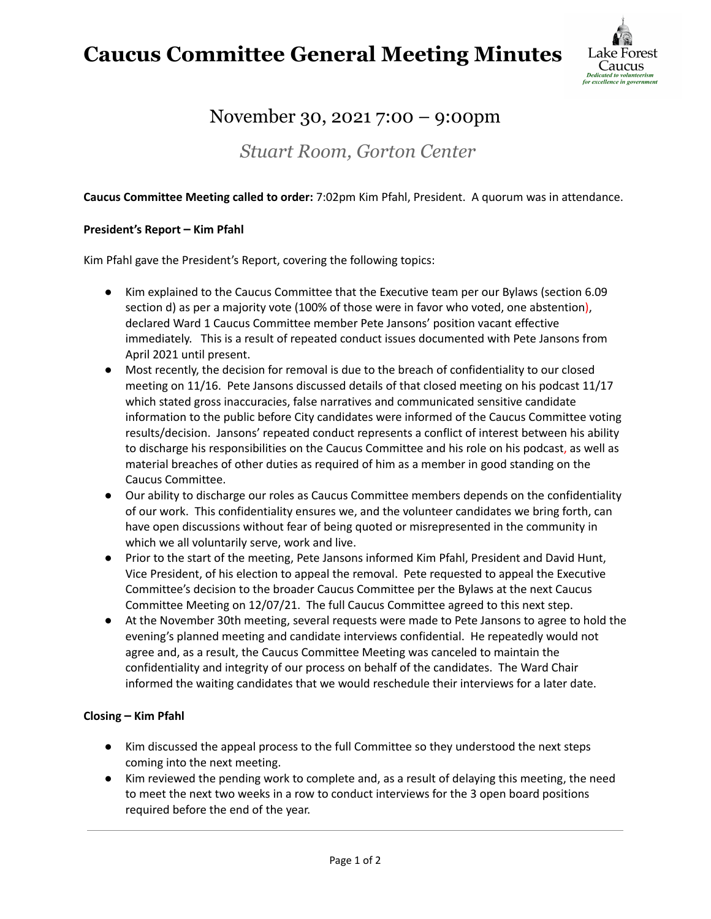# Caucus Committee General Meeting Minutes

## November 30, 2021 7:00 – 9:00pm

### *Stuart Room, Gorton Center*

**Caucus Committee Meeting called to order:** 7:02pm Kim Pfahl, President. A quorum was in attendance.

**President's Report – Kim Pfahl**

Kim Pfahl gave the President's Report, covering the following topics:

- Kim explained to the Caucus Committee that the Executive team per our Bylaws (section 6.09 section d) as per a majority vote (100% of those were in favor who voted, one abstention), declared Ward 1 Caucus Committee member Pete Jansons' position vacant effective immediately. This is a result of repeated conduct issues documented with Pete Jansons from April 2021 until present.
- Most recently, the decision for removal is due to the breach of confidentiality to our closed meeting on 11/16. Pete Jansons discussed details of that closed meeting on his podcast 11/17 which stated gross inaccuracies, false narratives and communicated sensitive candidate information to the public before City candidates were informed of the Caucus Committee voting results/decision. Jansons' repeated conduct represents a conflict of interest between his ability to discharge his responsibilities on the Caucus Committee and his role on his podcast, as well as material breaches of other duties as required of him as a member in good standing on the Caucus Committee.
- Our ability to discharge our roles as Caucus Committee members depends on the confidentiality of our work. This confidentiality ensures we, and the volunteer candidates we bring forth, can have open discussions without fear of being quoted or misrepresented in the community in which we all voluntarily serve, work and live.
- Prior to the start of the meeting, Pete Jansons informed Kim Pfahl, President and David Hunt, Vice President, of his election to appeal the removal. Pete requested to appeal the Executive Committee's decision to the broader Caucus Committee per the Bylaws at the next Caucus Committee Meeting on 12/07/21. The full Caucus Committee agreed to this next step.
- At the November 30th meeting, several requests were made to Pete Jansons to agree to hold the evening's planned meeting and candidate interviews confidential. He repeatedly would not agree and, as a result, the Caucus Committee Meeting was canceled to maintain the confidentiality and integrity of our process on behalf of the candidates. The Ward Chair informed the waiting candidates that we would reschedule their interviews for a later date.

**Closing – Kim Pfahl**

- Kim discussed the appeal process to the full Committee so they understood the next steps coming into the next meeting.
- Kim reviewed the pending work to complete and, as a result of delaying this meeting, the need to meet the next two weeks in a row to conduct interviews for the 3 open board positions required before the end of the year.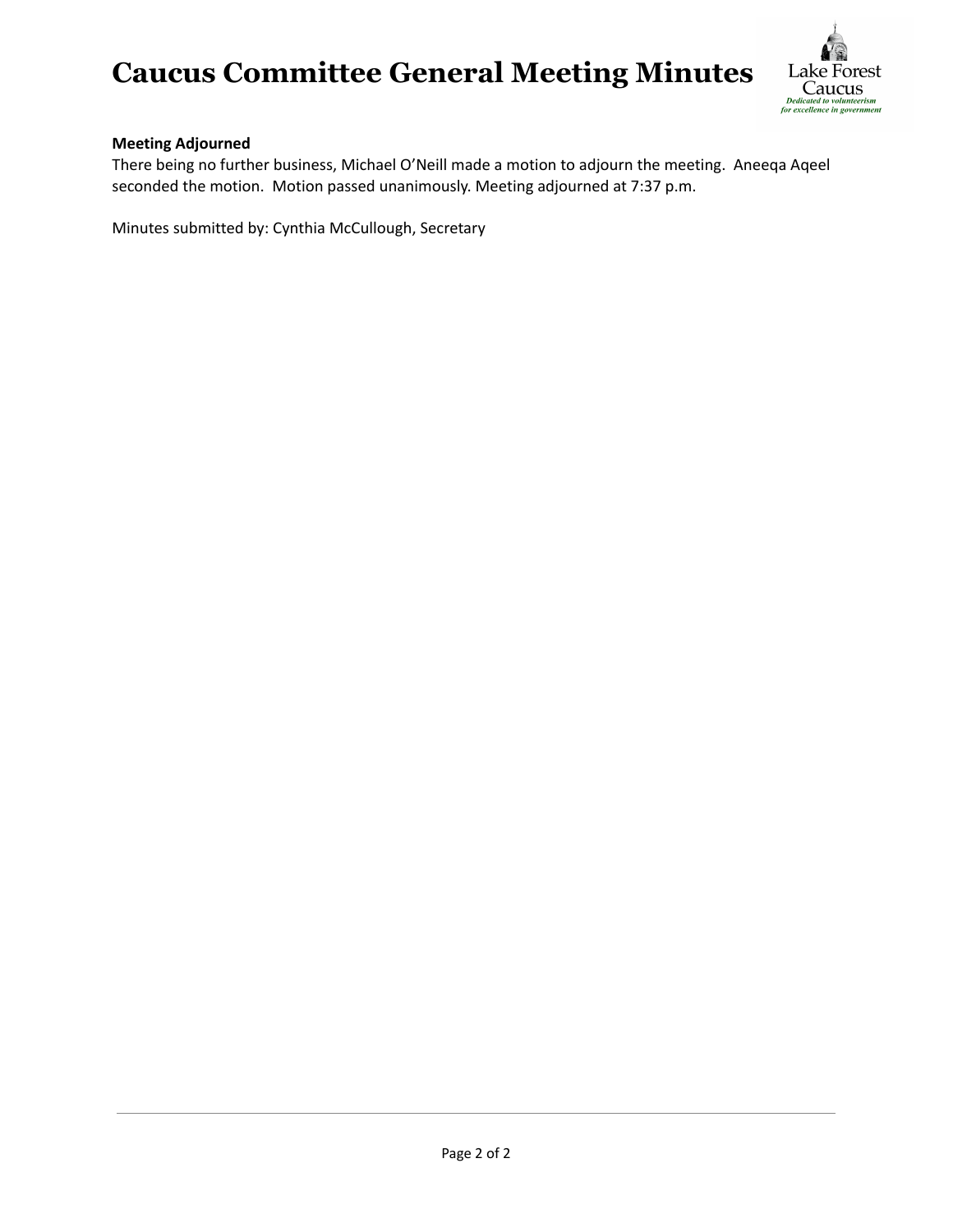**Meeting Adjourned**

There being no further business, Michael O'Neill made a motion to adjourn the meeting. Aneeqa Aqeel seconded the motion. Motion passed unanimously. Meeting adjourned at 7:37 p.m.

Minutes submitted by: Cynthia McCullough, Secretary